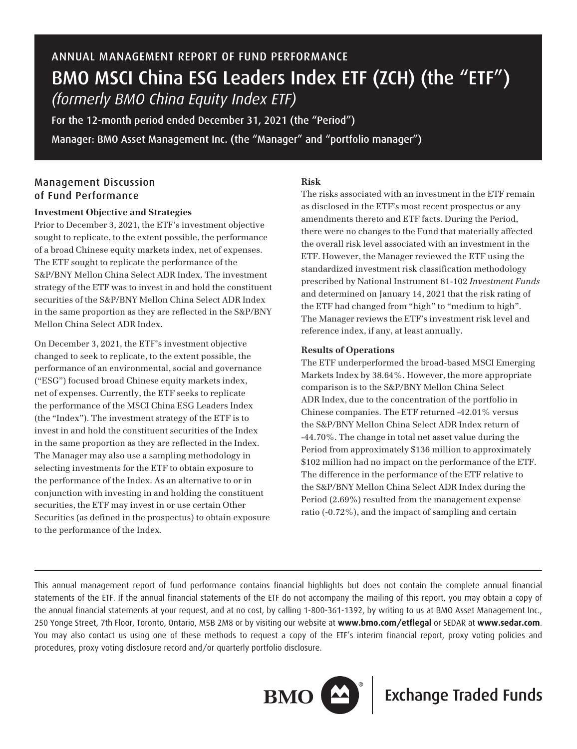ANNUAL MANAGEMENT REPORT OF FUND PERFORMANCE

# BMO MSCI China ESG Leaders Index ETF (ZCH) (the "ETF")

*(formerly BMO China Equity Index ETF)*

For the 12-month period ended December 31, 2021 (the "Period")

Manager: BMO Asset Management Inc. (the "Manager" and "portfolio manager")

## Management Discussion of Fund Performance

### Investment Objective and Strategies

Prior to December 3, 2021, the ETF's investment objective sought to replicate, to the extent possible, the performance of a broad Chinese equity markets index, net of expenses. The ETF sought to replicate the performance of the S&P/BNY Mellon China Select ADR Index. The investment strategy of the ETF was to invest in and hold the constituent securities of the S&P/BNY Mellon China Select ADR Index in the same proportion as they are reflected in the S&P/BNY Mellon China Select ADR Index.

On December 3, 2021, the ETF's investment objective changed to seek to replicate, to the extent possible, the performance of an environmental, social and governance ("ESG") focused broad Chinese equity markets index, net of expenses. Currently, the ETF seeks to replicate the performance of the MSCI China ESG Leaders Index (the "Index"). The investment strategy of the ETF is to invest in and hold the constituent securities of the Index in the same proportion as they are reflected in the Index. The Manager may also use a sampling methodology in selecting investments for the ETF to obtain exposure to the performance of the Index. As an alternative to or in conjunction with investing in and holding the constituent securities, the ETF may invest in or use certain Other Securities (as defined in the prospectus) to obtain exposure to the performance of the Index.

### Risk

The risks associated with an investment in the ETF remain as disclosed in the ETF's most recent prospectus or any amendments thereto and ETF facts. During the Period, there were no changes to the Fund that materially affected the overall risk level associated with an investment in the ETF. However, the Manager reviewed the ETF using the standardized investment risk classification methodology prescribed by National Instrument 81-102 *Investment Funds* and determined on January 14, 2021 that the risk rating of the ETF had changed from "high" to "medium to high". The Manager reviews the ETF's investment risk level and reference index, if any, at least annually.

### Results of Operations

The ETF underperformed the broad-based MSCI Emerging Markets Index by 38.64%. However, the more appropriate comparison is to the S&P/BNY Mellon China Select ADR Index, due to the concentration of the portfolio in Chinese companies. The ETF returned -42.01% versus the S&P/BNY Mellon China Select ADR Index return of -44.70%. The change in total net asset value during the Period from approximately $136 million to approximately $102 million had no impact on the performance of the ETF. The difference in the performance of the ETF relative to the S&P/BNY Mellon China Select ADR Index during the Period (2.69%) resulted from the management expense ratio (-0.72%), and the impact of sampling and certain

---

This annual management report of fund performance contains financial highlights but does not contain the complete annual financial statements of the ETF. If the annual financial statements of the ETF do not accompany the mailing of this report, you may obtain a copy of the annual financial statements at your request, and at no cost, by calling 1-800-361-1392, by writing to us at BMO Asset Management Inc., 250 Yonge Street, 7th Floor, Toronto, Ontario, M5B 2M8 or by visiting our website at **www.bmo.com/etflegal** or SEDAR at **www.sedar.com**. You may also contact us using one of these methods to request a copy of the ETF's interim financial report, proxy voting policies and procedures, proxy voting disclosure record and/or quarterly portfolio disclosure.

BMO Exchange Traded Funds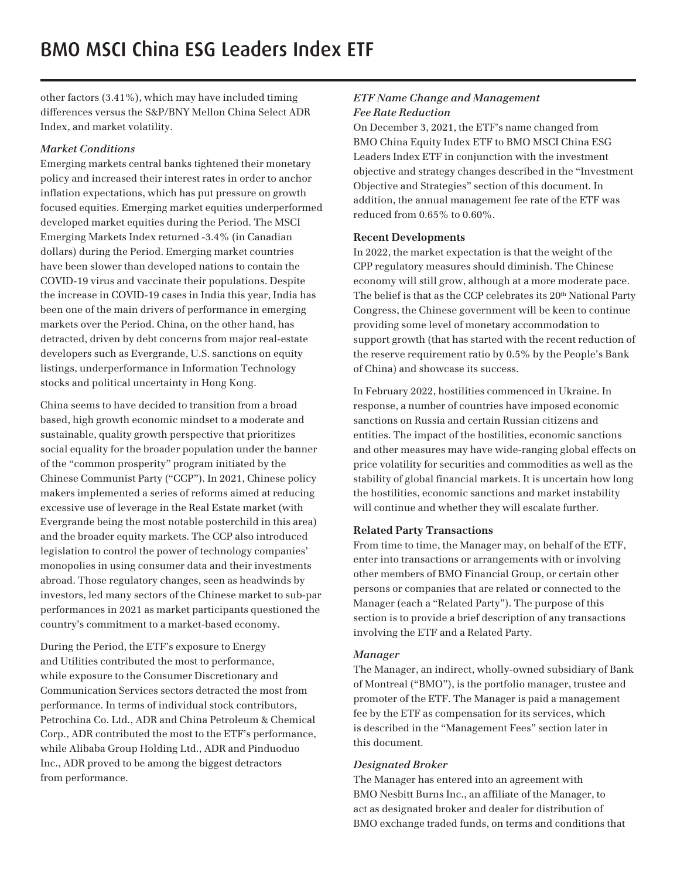other factors (3.41%), which may have included timing differences versus the S&P/BNY Mellon China Select ADR Index, and market volatility.

*Market Conditions*

Emerging markets central banks tightened their monetary policy and increased their interest rates in order to anchor inflation expectations, which has put pressure on growth focused equities. Emerging market equities underperformed developed market equities during the Period. The MSCI Emerging Markets Index returned -3.4% (in Canadian dollars) during the Period. Emerging market countries have been slower than developed nations to contain the COVID-19 virus and vaccinate their populations. Despite the increase in COVID-19 cases in India this year, India has been one of the main drivers of performance in emerging markets over the Period. China, on the other hand, has detracted, driven by debt concerns from major real-estate developers such as Evergrande, U.S. sanctions on equity listings, underperformance in Information Technology stocks and political uncertainty in Hong Kong.

China seems to have decided to transition from a broad based, high growth economic mindset to a moderate and sustainable, quality growth perspective that prioritizes social equality for the broader population under the banner of the "common prosperity" program initiated by the Chinese Communist Party ("CCP"). In 2021, Chinese policy makers implemented a series of reforms aimed at reducing excessive use of leverage in the Real Estate market (with Evergrande being the most notable posterchild in this area) and the broader equity markets. The CCP also introduced legislation to control the power of technology companies' monopolies in using consumer data and their investments abroad. Those regulatory changes, seen as headwinds by investors, led many sectors of the Chinese market to sub-par performances in 2021 as market participants questioned the country's commitment to a market-based economy.

During the Period, the ETF's exposure to Energy and Utilities contributed the most to performance, while exposure to the Consumer Discretionary and Communication Services sectors detracted the most from performance. In terms of individual stock contributors, Petrochina Co. Ltd., ADR and China Petroleum & Chemical Corp., ADR contributed the most to the ETF's performance, while Alibaba Group Holding Ltd., ADR and Pinduoduo Inc., ADR proved to be among the biggest detractors from performance.

*ETF Name Change and Management Fee Rate Reduction*

On December 3, 2021, the ETF's name changed from BMO China Equity Index ETF to BMO MSCI China ESG Leaders Index ETF in conjunction with the investment objective and strategy changes described in the "Investment Objective and Strategies" section of this document. In addition, the annual management fee rate of the ETF was reduced from 0.65% to 0.60%.

**Recent Developments**

In 2022, the market expectation is that the weight of the CPP regulatory measures should diminish. The Chinese economy will still grow, although at a more moderate pace. The belief is that as the CCP celebrates its 20th National Party Congress, the Chinese government will be keen to continue providing some level of monetary accommodation to support growth (that has started with the recent reduction of the reserve requirement ratio by 0.5% by the People's Bank of China) and showcase its success.

In February 2022, hostilities commenced in Ukraine. In response, a number of countries have imposed economic sanctions on Russia and certain Russian citizens and entities. The impact of the hostilities, economic sanctions and other measures may have wide-ranging global effects on price volatility for securities and commodities as well as the stability of global financial markets. It is uncertain how long the hostilities, economic sanctions and market instability will continue and whether they will escalate further.

**Related Party Transactions**

From time to time, the Manager may, on behalf of the ETF, enter into transactions or arrangements with or involving other members of BMO Financial Group, or certain other persons or companies that are related or connected to the Manager (each a "Related Party"). The purpose of this section is to provide a brief description of any transactions involving the ETF and a Related Party.

*Manager*

The Manager, an indirect, wholly-owned subsidiary of Bank of Montreal ("BMO"), is the portfolio manager, trustee and promoter of the ETF. The Manager is paid a management fee by the ETF as compensation for its services, which is described in the "Management Fees" section later in this document.

*Designated Broker*

The Manager has entered into an agreement with BMO Nesbitt Burns Inc., an affiliate of the Manager, to act as designated broker and dealer for distribution of BMO exchange traded funds, on terms and conditions that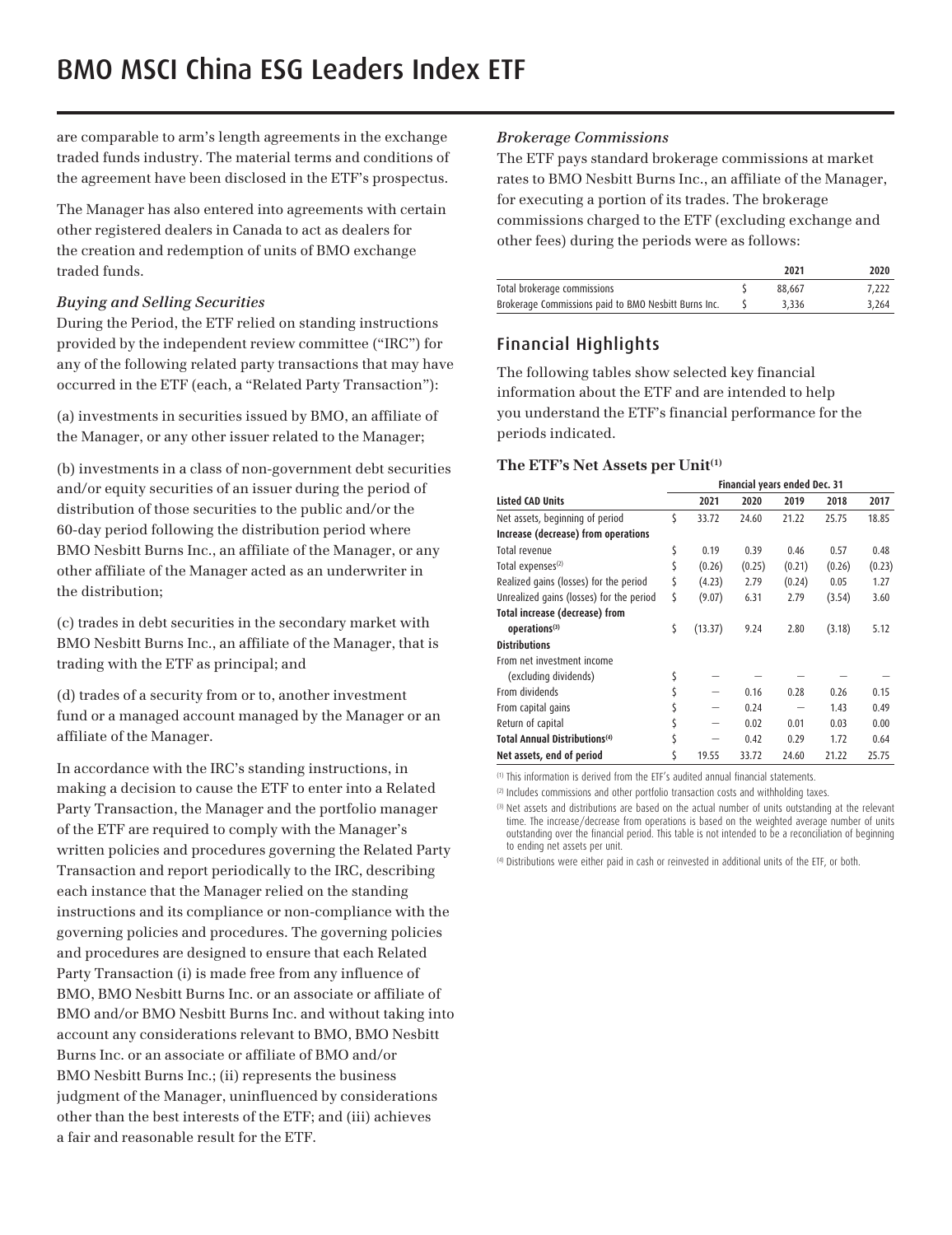# BMO MSCI China ESG Leaders Index ETF

are comparable to arm's length agreements in the exchange traded funds industry. The material terms and conditions of the agreement have been disclosed in the ETF's prospectus.

The Manager has also entered into agreements with certain other registered dealers in Canada to act as dealers for the creation and redemption of units of BMO exchange traded funds.

### *Buying and Selling Securities*

During the Period, the ETF relied on standing instructions provided by the independent review committee ("IRC") for any of the following related party transactions that may have occurred in the ETF (each, a "Related Party Transaction"):

(a) investments in securities issued by BMO, an affiliate of the Manager, or any other issuer related to the Manager;

(b) investments in a class of non-government debt securities and/or equity securities of an issuer during the period of distribution of those securities to the public and/or the 60-day period following the distribution period where BMO Nesbitt Burns Inc., an affiliate of the Manager, or any other affiliate of the Manager acted as an underwriter in the distribution;

(c) trades in debt securities in the secondary market with BMO Nesbitt Burns Inc., an affiliate of the Manager, that is trading with the ETF as principal; and

(d) trades of a security from or to, another investment fund or a managed account managed by the Manager or an affiliate of the Manager.

In accordance with the IRC's standing instructions, in making a decision to cause the ETF to enter into a Related Party Transaction, the Manager and the portfolio manager of the ETF are required to comply with the Manager's written policies and procedures governing the Related Party Transaction and report periodically to the IRC, describing each instance that the Manager relied on the standing instructions and its compliance or non-compliance with the governing policies and procedures. The governing policies and procedures are designed to ensure that each Related Party Transaction (i) is made free from any influence of BMO, BMO Nesbitt Burns Inc. or an associate or affiliate of BMO and/or BMO Nesbitt Burns Inc. and without taking into account any considerations relevant to BMO, BMO Nesbitt Burns Inc. or an associate or affiliate of BMO and/or BMO Nesbitt Burns Inc.; (ii) represents the business judgment of the Manager, uninfluenced by considerations other than the best interests of the ETF; and (iii) achieves a fair and reasonable result for the ETF.

### *Brokerage Commissions*

The ETF pays standard brokerage commissions at market rates to BMO Nesbitt Burns Inc., an affiliate of the Manager, for executing a portion of its trades. The brokerage commissions charged to the ETF (excluding exchange and other fees) during the periods were as follows:

| | | 2021 | 2020 |
|---|---|---|---|
| Total brokerage commissions | $ | 88,667 | 7,222 |
| Brokerage Commissions paid to BMO Nesbitt Burns Inc. | $ | 3,336 | 3,264 |

## Financial Highlights

The following tables show selected key financial information about the ETF and are intended to help you understand the ETF's financial performance for the periods indicated.

### The ETF's Net Assets per Unit[1]

| | | Financial years ended Dec. 31 | | | | |
|---|---|---|---|---|---|---|
| **Listed CAD Units** | | **2021** | **2020** | **2019** | **2018** | **2017** |
| Net assets, beginning of period | $ | 33.72 | 24.60 | 21.22 | 25.75 | 18.85 |
| **Increase (decrease) from operations** | | | | | | |
| Total revenue | $ | 0.19 | 0.39 | 0.46 | 0.57 | 0.48 |
| Total expenses[2] | $ | (0.26) | (0.25) | (0.21) | (0.26) | (0.23) |
| Realized gains (losses) for the period | $ | (4.23) | 2.79 | (0.24) | 0.05 | 1.27 |
| Unrealized gains (losses) for the period | $ | (9.07) | 6.31 | 2.79 | (3.54) | 3.60 |
| **Total increase (decrease) from operations[3]** | $ | (13.37) | 9.24 | 2.80 | (3.18) | 5.12 |
| **Distributions** | | | | | | |
| From net investment income (excluding dividends) | $ | — | — | — | — | — |
| From dividends | $ | — | 0.16 | 0.28 | 0.26 | 0.15 |
| From capital gains | $ | — | 0.24 | — | 1.43 | 0.49 |
| Return of capital | $ | — | 0.02 | 0.01 | 0.03 | 0.00 |
| **Total Annual Distributions[4]** | $ | — | 0.42 | 0.29 | 1.72 | 0.64 |
| **Net assets, end of period** | $ | 19.55 | 33.72 | 24.60 | 21.22 | 25.75 |

[1] This information is derived from the ETF's audited annual financial statements.

[2] Includes commissions and other portfolio transaction costs and withholding taxes.

[3] Net assets and distributions are based on the actual number of units outstanding at the relevant time. The increase/decrease from operations is based on the weighted average number of units outstanding over the financial period. This table is not intended to be a reconciliation of beginning to ending net assets per unit.

[4] Distributions were either paid in cash or reinvested in additional units of the ETF, or both.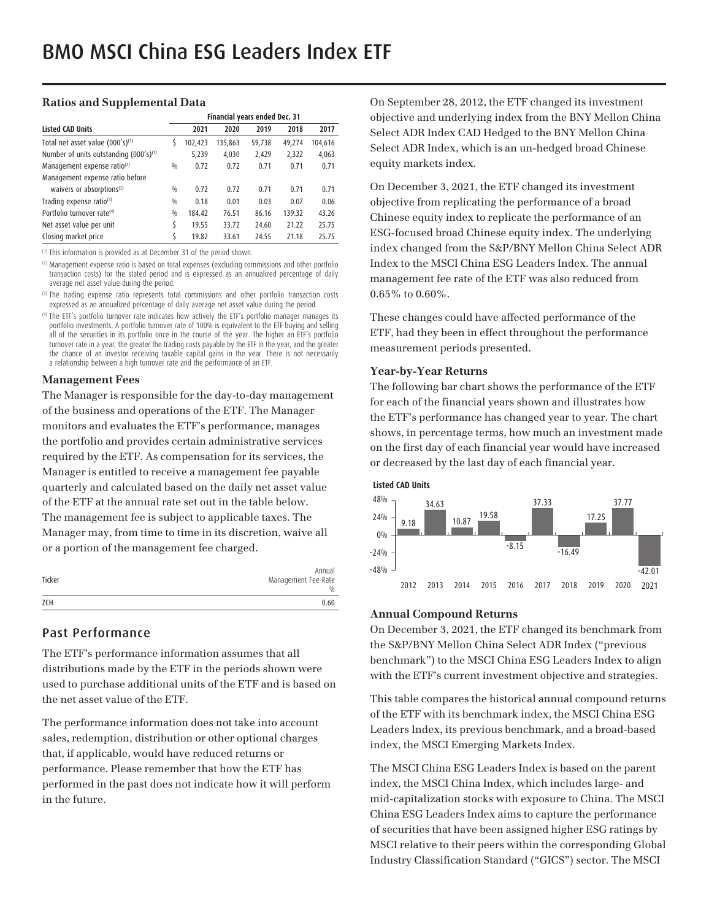# BMO MSCI China ESG Leaders Index ETF

### Ratios and Supplemental Data

| Listed CAD Units | | Financial years ended Dec. 31 | | | | |
|---|---|---|---|---|---|---|
| | | 2021 | 2020 | 2019 | 2018 | 2017 |
| Total net asset value (000's)[1] | $ | 102,423 | 135,863 | 59,738 | 49,274 | 104,616 |
| Number of units outstanding (000's)[1] | | 5,239 | 4,030 | 2,429 | 2,322 | 4,063 |
| Management expense ratio[2] | % | 0.72 | 0.72 | 0.71 | 0.71 | 0.71 |
| Management expense ratio before waivers or absorptions[2] | % | 0.72 | 0.72 | 0.71 | 0.71 | 0.71 |
| Trading expense ratio[3] | % | 0.18 | 0.01 | 0.03 | 0.07 | 0.06 |
| Portfolio turnover rate[4] | % | 184.42 | 76.51 | 86.16 | 139.32 | 43.26 |
| Net asset value per unit | $ | 19.55 | 33.72 | 24.60 | 21.22 | 25.75 |
| Closing market price | $ | 19.82 | 33.61 | 24.55 | 21.18 | 25.75 |

[1] This information is provided as at December 31 of the period shown.

[2] Management expense ratio is based on total expenses (excluding commissions and other portfolio transaction costs) for the stated period and is expressed as an annualized percentage of daily average net asset value during the period.

[3] The trading expense ratio represents total commissions and other portfolio transaction costs expressed as an annualized percentage of daily average net asset value during the period.

[4] The ETF's portfolio turnover rate indicates how actively the ETF's portfolio manager manages its portfolio investments. A portfolio turnover rate of 100% is equivalent to the ETF buying and selling all of the securities in its portfolio once in the course of the year. The higher an ETF's portfolio turnover rate in a year, the greater the trading costs payable by the ETF in the year, and the greater the chance of an investor receiving taxable capital gains in the year. There is not necessarily a relationship between a high turnover rate and the performance of an ETF.

### Management Fees

The Manager is responsible for the day-to-day management of the business and operations of the ETF. The Manager monitors and evaluates the ETF's performance, manages the portfolio and provides certain administrative services required by the ETF. As compensation for its services, the Manager is entitled to receive a management fee payable quarterly and calculated based on the daily net asset value of the ETF at the annual rate set out in the table below. The management fee is subject to applicable taxes. The Manager may, from time to time in its discretion, waive all or a portion of the management fee charged.

| Ticker | Annual Management Fee Rate % |
|---|---|
| ZCH | 0.60 |

## Past Performance

The ETF's performance information assumes that all distributions made by the ETF in the periods shown were used to purchase additional units of the ETF and is based on the net asset value of the ETF.

The performance information does not take into account sales, redemption, distribution or other optional charges that, if applicable, would have reduced returns or performance. Please remember that how the ETF has performed in the past does not indicate how it will perform in the future.

On September 28, 2012, the ETF changed its investment objective and underlying index from the BNY Mellon China Select ADR Index CAD Hedged to the BNY Mellon China Select ADR Index, which is an un-hedged broad Chinese equity markets index.

On December 3, 2021, the ETF changed its investment objective from replicating the performance of a broad Chinese equity index to replicate the performance of an ESG-focused broad Chinese equity index. The underlying index changed from the S&P/BNY Mellon China Select ADR Index to the MSCI China ESG Leaders Index. The annual management fee rate of the ETF was also reduced from 0.65% to 0.60%.

These changes could have affected performance of the ETF, had they been in effect throughout the performance measurement periods presented.

### Year-by-Year Returns

The following bar chart shows the performance of the ETF for each of the financial years shown and illustrates how the ETF's performance has changed year to year. The chart shows, in percentage terms, how much an investment made on the first day of each financial year would have increased or decreased by the last day of each financial year.

**Listed CAD Units**

| Year | 2012 | 2013 | 2014 | 2015 | 2016 | 2017 | 2018 | 2019 | 2020 | 2021 |
|---|---|---|---|---|---|---|---|---|---|---|
| Return (%) | 9.18 | 34.63 | 10.87 | 19.58 | -8.15 | 37.33 | -16.49 | 17.25 | 37.77 | -42.01 |

### Annual Compound Returns

On December 3, 2021, the ETF changed its benchmark from the S&P/BNY Mellon China Select ADR Index ("previous benchmark") to the MSCI China ESG Leaders Index to align with the ETF's current investment objective and strategies.

This table compares the historical annual compound returns of the ETF with its benchmark index, the MSCI China ESG Leaders Index, its previous benchmark, and a broad-based index, the MSCI Emerging Markets Index.

The MSCI China ESG Leaders Index is based on the parent index, the MSCI China Index, which includes large- and mid-capitalization stocks with exposure to China. The MSCI China ESG Leaders Index aims to capture the performance of securities that have been assigned higher ESG ratings by MSCI relative to their peers within the corresponding Global Industry Classification Standard ("GICS") sector. The MSCI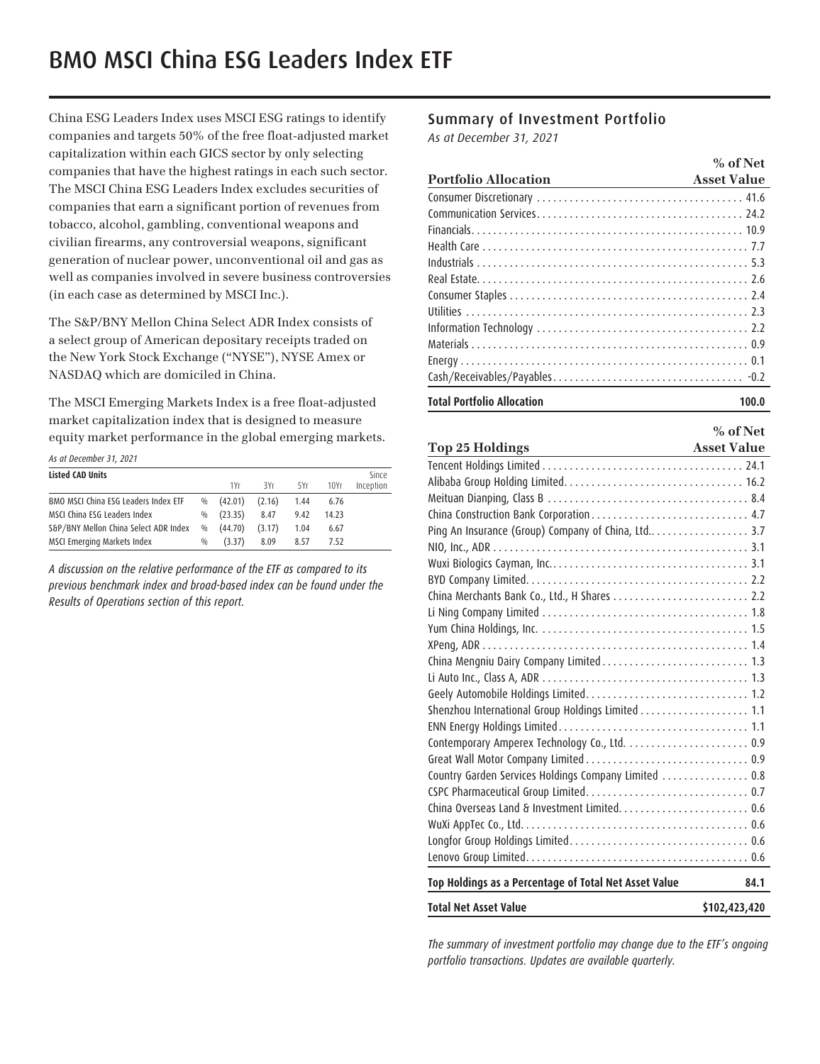# BMO MSCI China ESG Leaders Index ETF

China ESG Leaders Index uses MSCI ESG ratings to identify companies and targets 50% of the free float-adjusted market capitalization within each GICS sector by only selecting companies that have the highest ratings in each such sector. The MSCI China ESG Leaders Index excludes securities of companies that earn a significant portion of revenues from tobacco, alcohol, gambling, conventional weapons and civilian firearms, any controversial weapons, significant generation of nuclear power, unconventional oil and gas as well as companies involved in severe business controversies (in each case as determined by MSCI Inc.).

The S&P/BNY Mellon China Select ADR Index consists of a select group of American depositary receipts traded on the New York Stock Exchange ("NYSE"), NYSE Amex or NASDAQ which are domiciled in China.

The MSCI Emerging Markets Index is a free float-adjusted market capitalization index that is designed to measure equity market performance in the global emerging markets.

*As at December 31, 2021*

| Listed CAD Units | | 1Yr | 3Yr | 5Yr | 10Yr | Since Inception |
|---|---|---|---|---|---|---|
| BMO MSCI China ESG Leaders Index ETF | % | (42.01) | (2.16) | 1.44 | 6.76 | |
| MSCI China ESG Leaders Index | % | (23.35) | 8.47 | 9.42 | 14.23 | |
| S&P/BNY Mellon China Select ADR Index | % | (44.70) | (3.17) | 1.04 | 6.67 | |
| MSCI Emerging Markets Index | % | (3.37) | 8.09 | 8.57 | 7.52 | |

*A discussion on the relative performance of the ETF as compared to its previous benchmark index and broad-based index can be found under the Results of Operations section of this report.*

## Summary of Investment Portfolio

*As at December 31, 2021*

| Portfolio Allocation | % of Net Asset Value |
|---|---|
| Consumer Discretionary | 41.6 |
| Communication Services | 24.2 |
| Financials | 10.9 |
| Health Care | 7.7 |
| Industrials | 5.3 |
| Real Estate | 2.6 |
| Consumer Staples | 2.4 |
| Utilities | 2.3 |
| Information Technology | 2.2 |
| Materials | 0.9 |
| Energy | 0.1 |
| Cash/Receivables/Payables | -0.2 |
| **Total Portfolio Allocation** | **100.0** |

| Top 25 Holdings | % of Net Asset Value |
|---|---|
| Tencent Holdings Limited | 24.1 |
| Alibaba Group Holding Limited | 16.2 |
| Meituan Dianping, Class B | 8.4 |
| China Construction Bank Corporation | 4.7 |
| Ping An Insurance (Group) Company of China, Ltd. | 3.7 |
| NIO, Inc., ADR | 3.1 |
| Wuxi Biologics Cayman, Inc. | 3.1 |
| BYD Company Limited | 2.2 |
| China Merchants Bank Co., Ltd., H Shares | 2.2 |
| Li Ning Company Limited | 1.8 |
| Yum China Holdings, Inc. | 1.5 |
| XPeng, ADR | 1.4 |
| China Mengniu Dairy Company Limited | 1.3 |
| Li Auto Inc., Class A, ADR | 1.3 |
| Geely Automobile Holdings Limited | 1.2 |
| Shenzhou International Group Holdings Limited | 1.1 |
| ENN Energy Holdings Limited | 1.1 |
| Contemporary Amperex Technology Co., Ltd. | 0.9 |
| Great Wall Motor Company Limited | 0.9 |
| Country Garden Services Holdings Company Limited | 0.8 |
| CSPC Pharmaceutical Group Limited | 0.7 |
| China Overseas Land & Investment Limited | 0.6 |
| WuXi AppTec Co., Ltd. | 0.6 |
| Longfor Group Holdings Limited | 0.6 |
| Lenovo Group Limited | 0.6 |
| **Top Holdings as a Percentage of Total Net Asset Value** | **84.1** |
| **Total Net Asset Value** | **$102,423,420** |

*The summary of investment portfolio may change due to the ETF's ongoing portfolio transactions. Updates are available quarterly.*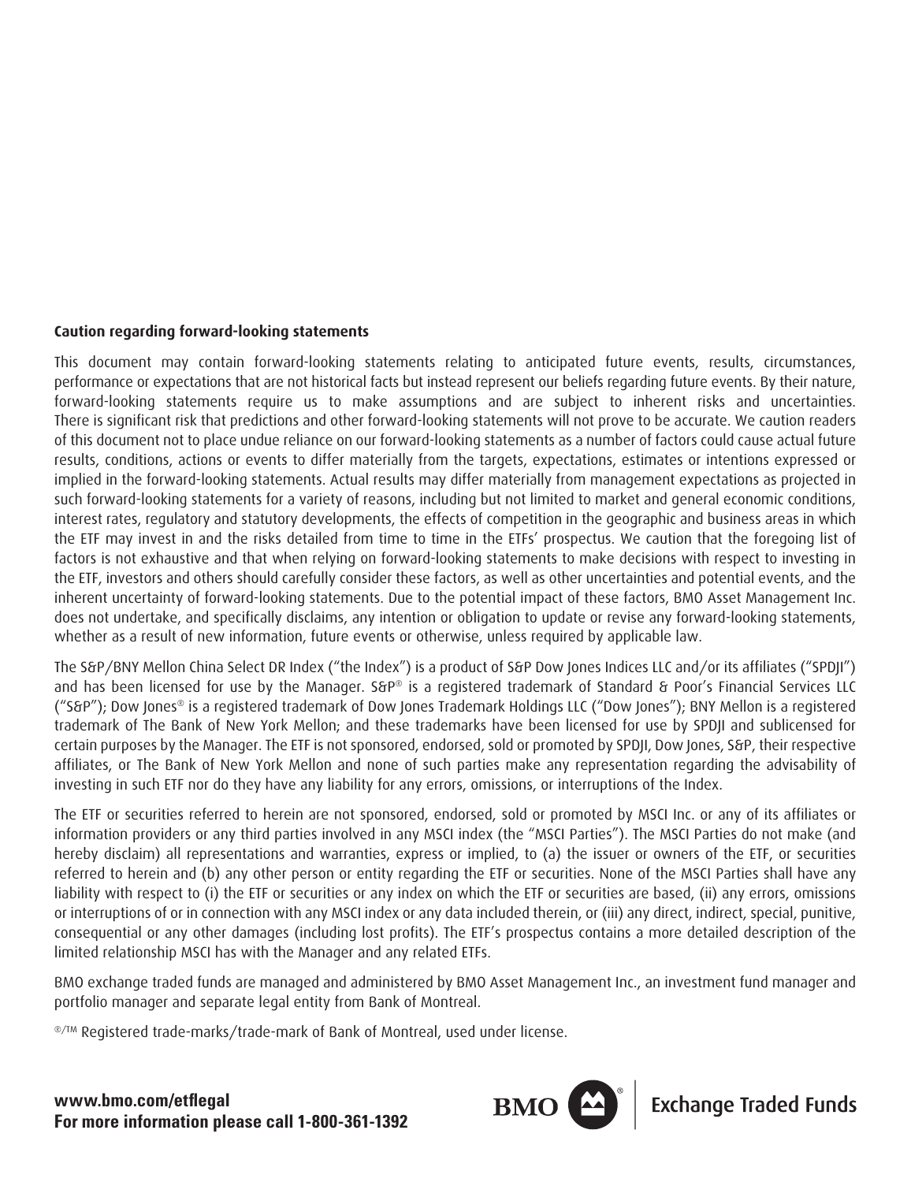**Caution regarding forward-looking statements**

This document may contain forward-looking statements relating to anticipated future events, results, circumstances, performance or expectations that are not historical facts but instead represent our beliefs regarding future events. By their nature, forward-looking statements require us to make assumptions and are subject to inherent risks and uncertainties. There is significant risk that predictions and other forward-looking statements will not prove to be accurate. We caution readers of this document not to place undue reliance on our forward-looking statements as a number of factors could cause actual future results, conditions, actions or events to differ materially from the targets, expectations, estimates or intentions expressed or implied in the forward-looking statements. Actual results may differ materially from management expectations as projected in such forward-looking statements for a variety of reasons, including but not limited to market and general economic conditions, interest rates, regulatory and statutory developments, the effects of competition in the geographic and business areas in which the ETF may invest in and the risks detailed from time to time in the ETFs' prospectus. We caution that the foregoing list of factors is not exhaustive and that when relying on forward-looking statements to make decisions with respect to investing in the ETF, investors and others should carefully consider these factors, as well as other uncertainties and potential events, and the inherent uncertainty of forward-looking statements. Due to the potential impact of these factors, BMO Asset Management Inc. does not undertake, and specifically disclaims, any intention or obligation to update or revise any forward-looking statements, whether as a result of new information, future events or otherwise, unless required by applicable law.

The S&P/BNY Mellon China Select DR Index ("the Index") is a product of S&P Dow Jones Indices LLC and/or its affiliates ("SPDJI") and has been licensed for use by the Manager. S&P® is a registered trademark of Standard & Poor's Financial Services LLC ("S&P"); Dow Jones® is a registered trademark of Dow Jones Trademark Holdings LLC ("Dow Jones"); BNY Mellon is a registered trademark of The Bank of New York Mellon; and these trademarks have been licensed for use by SPDJI and sublicensed for certain purposes by the Manager. The ETF is not sponsored, endorsed, sold or promoted by SPDJI, Dow Jones, S&P, their respective affiliates, or The Bank of New York Mellon and none of such parties make any representation regarding the advisability of investing in such ETF nor do they have any liability for any errors, omissions, or interruptions of the Index.

The ETF or securities referred to herein are not sponsored, endorsed, sold or promoted by MSCI Inc. or any of its affiliates or information providers or any third parties involved in any MSCI index (the "MSCI Parties"). The MSCI Parties do not make (and hereby disclaim) all representations and warranties, express or implied, to (a) the issuer or owners of the ETF, or securities referred to herein and (b) any other person or entity regarding the ETF or securities. None of the MSCI Parties shall have any liability with respect to (i) the ETF or securities or any index on which the ETF or securities are based, (ii) any errors, omissions or interruptions of or in connection with any MSCI index or any data included therein, or (iii) any direct, indirect, special, punitive, consequential or any other damages (including lost profits). The ETF's prospectus contains a more detailed description of the limited relationship MSCI has with the Manager and any related ETFs.

BMO exchange traded funds are managed and administered by BMO Asset Management Inc., an investment fund manager and portfolio manager and separate legal entity from Bank of Montreal.

®/TM Registered trade-marks/trade-mark of Bank of Montreal, used under license.

**www.bmo.com/etflegal**
**For more information please call 1-800-361-1392**

BMO® | Exchange Traded Funds